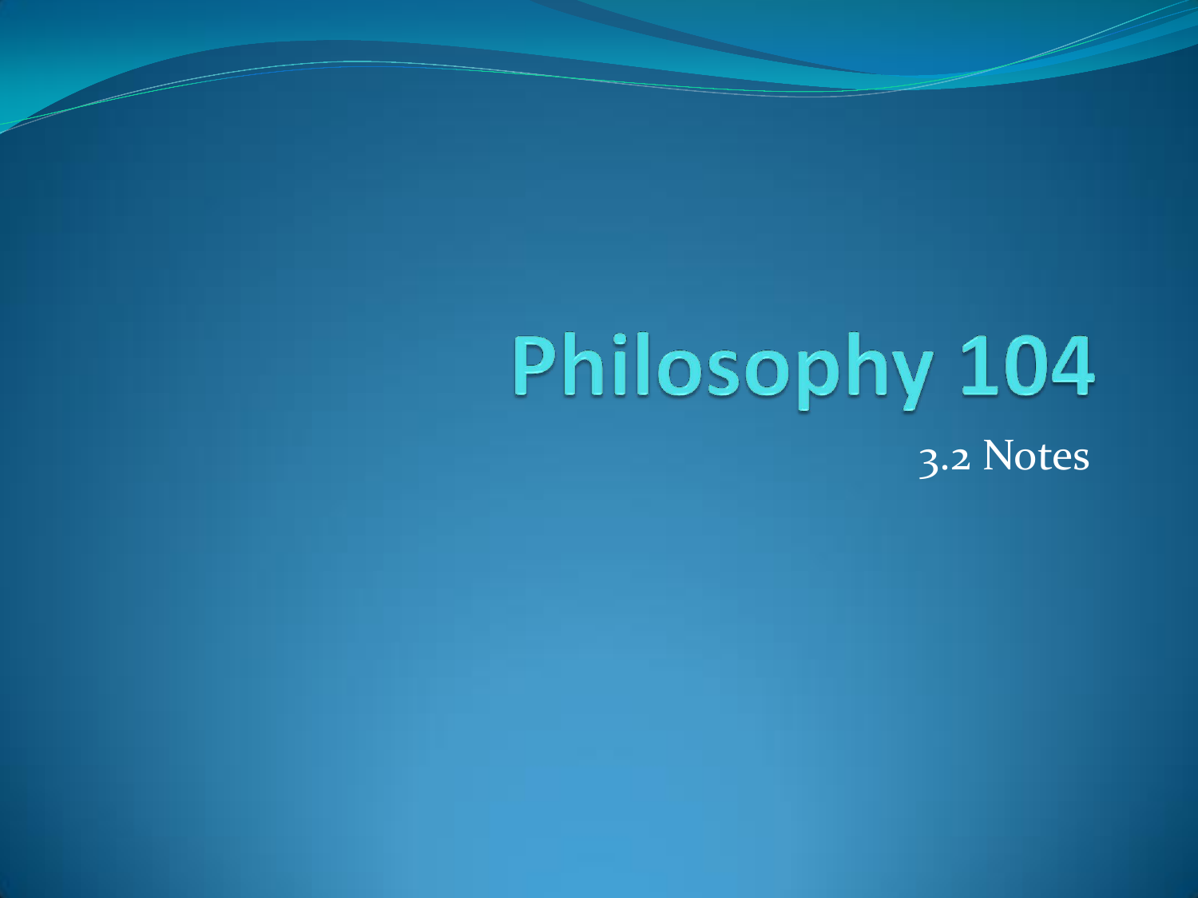# Philosophy 104

3.2 Notes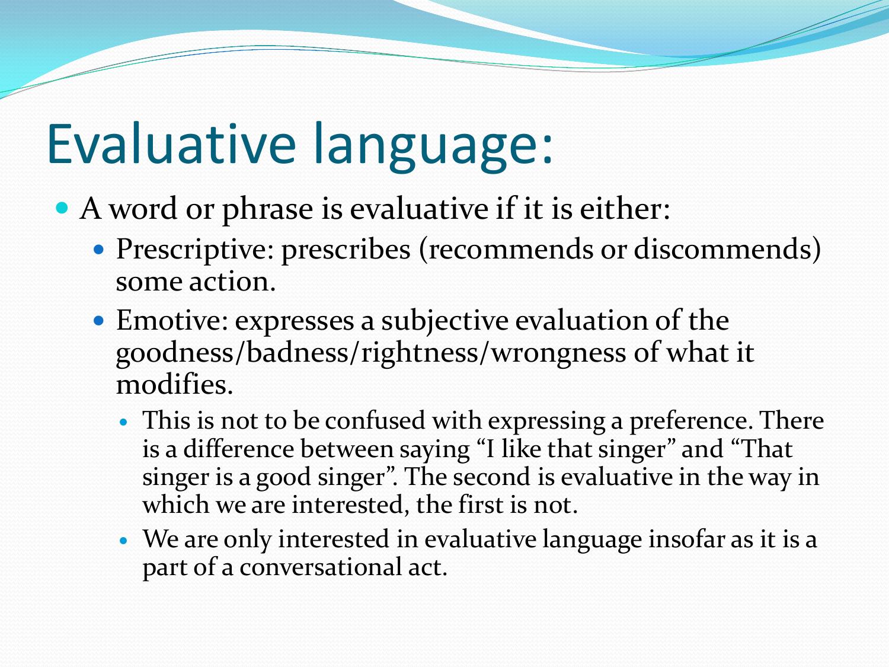# Evaluative language:

- A word or phrase is evaluative if it is either:
  - Prescriptive: prescribes (recommends or discommends) some action.
  - Emotive: expresses a subjective evaluation of the goodness/badness/rightness/wrongness of what it modifies.
    - This is not to be confused with expressing a preference. There is a difference between saying "I like that singer" and "That singer is a good singer". The second is evaluative in the way in which we are interested, the first is not.
    - We are only interested in evaluative language insofar as it is a part of a conversational act.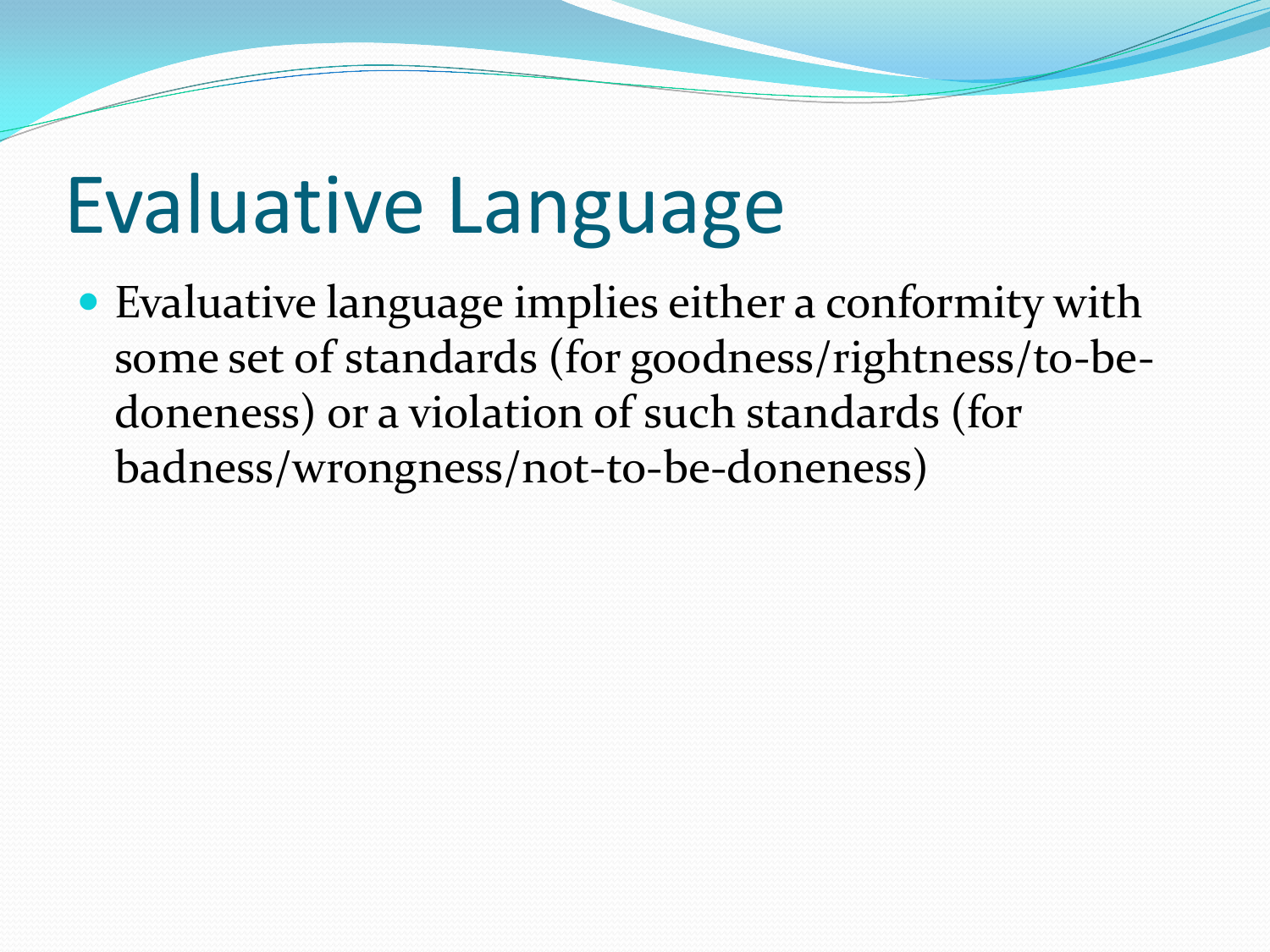# Evaluative Language

- Evaluative language implies either a conformity with some set of standards (for goodness/rightness/to-be-doneness) or a violation of such standards (for badness/wrongness/not-to-be-doneness)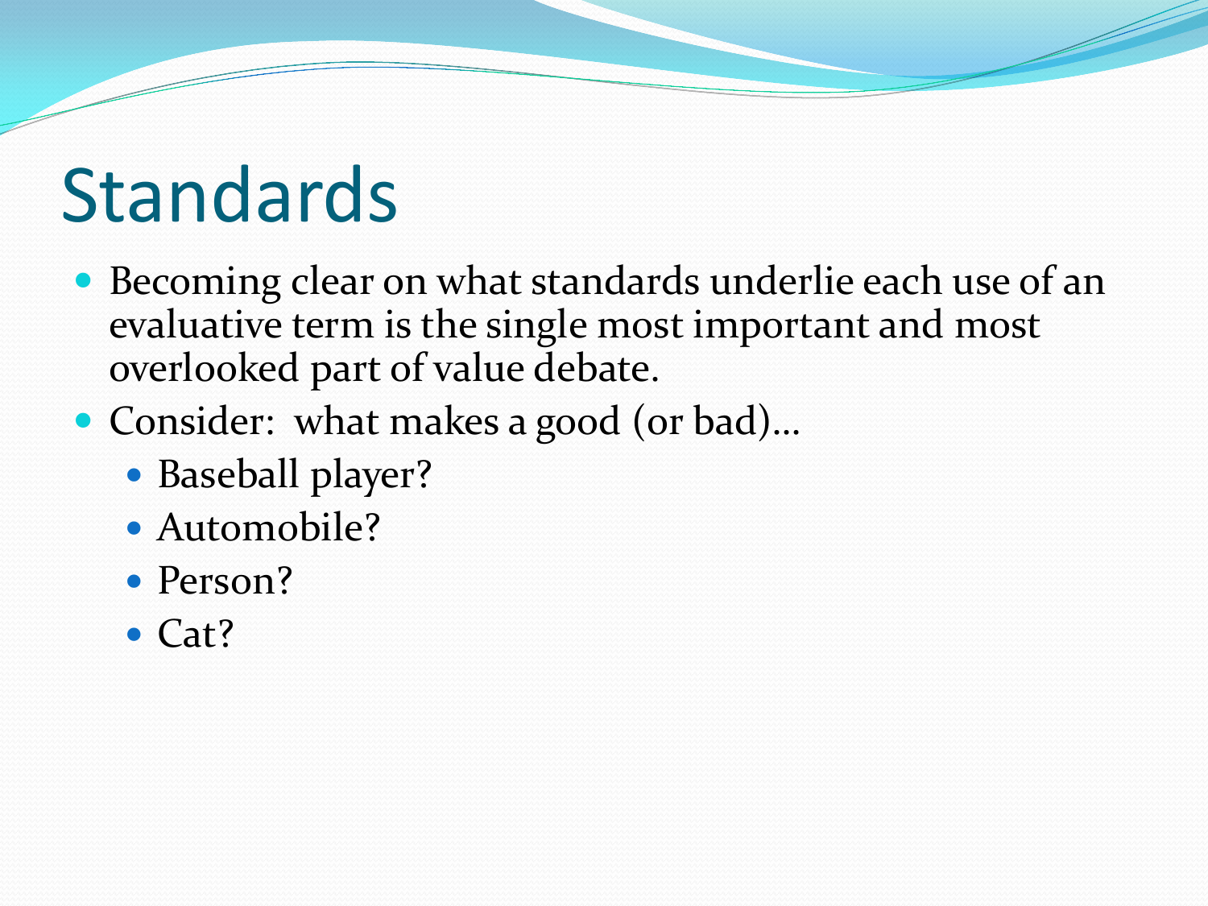# Standards

- Becoming clear on what standards underlie each use of an evaluative term is the single most important and most overlooked part of value debate.
- Consider: what makes a good (or bad)…
  - Baseball player?
  - Automobile?
  - Person?
  - Cat?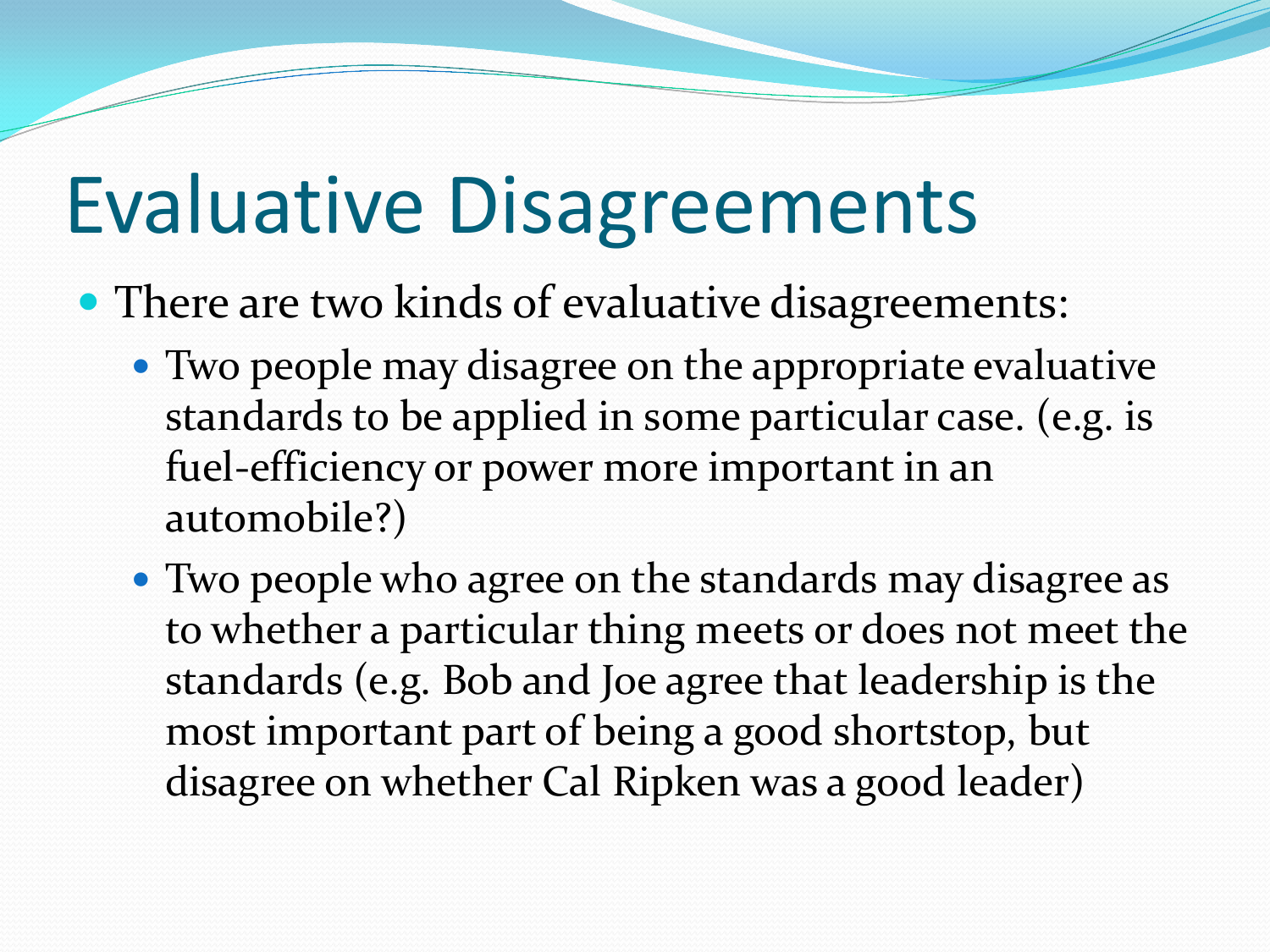# Evaluative Disagreements

- There are two kinds of evaluative disagreements:
  - Two people may disagree on the appropriate evaluative standards to be applied in some particular case. (e.g. is fuel-efficiency or power more important in an automobile?)
  - Two people who agree on the standards may disagree as to whether a particular thing meets or does not meet the standards (e.g. Bob and Joe agree that leadership is the most important part of being a good shortstop, but disagree on whether Cal Ripken was a good leader)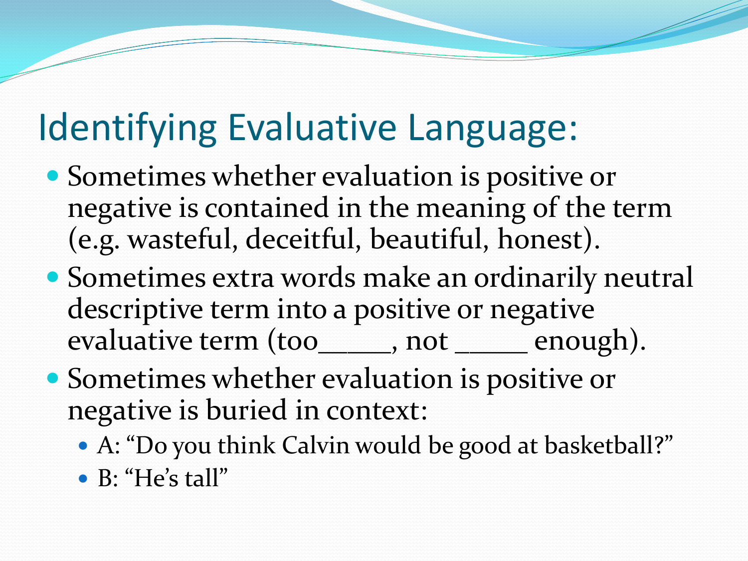# Identifying Evaluative Language:

- Sometimes whether evaluation is positive or negative is contained in the meaning of the term (e.g. wasteful, deceitful, beautiful, honest).
- Sometimes extra words make an ordinarily neutral descriptive term into a positive or negative evaluative term (too_____, not _____ enough).
- Sometimes whether evaluation is positive or negative is buried in context:
  - A: "Do you think Calvin would be good at basketball?"
  - B: "He's tall"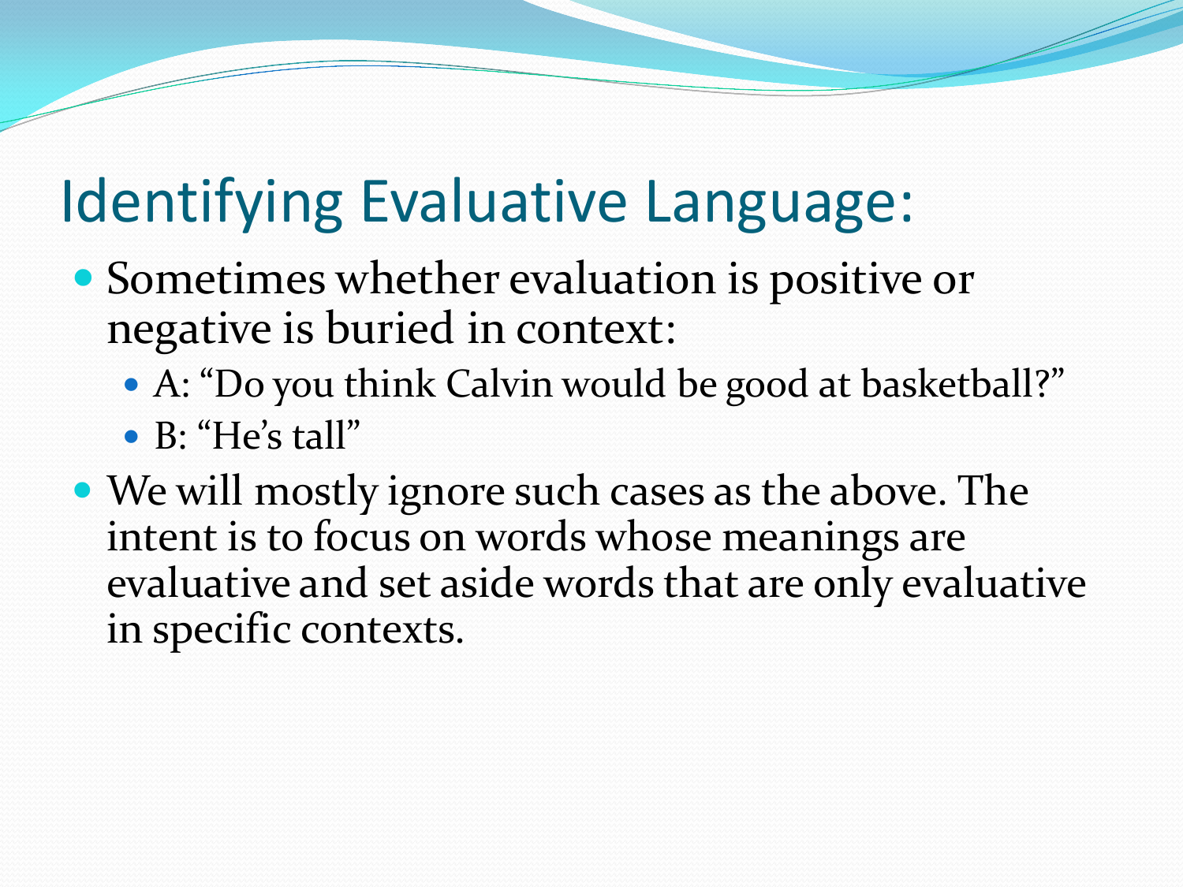# Identifying Evaluative Language:

- Sometimes whether evaluation is positive or negative is buried in context:
  - A: "Do you think Calvin would be good at basketball?"
  - B: "He's tall"
- We will mostly ignore such cases as the above. The intent is to focus on words whose meanings are evaluative and set aside words that are only evaluative in specific contexts.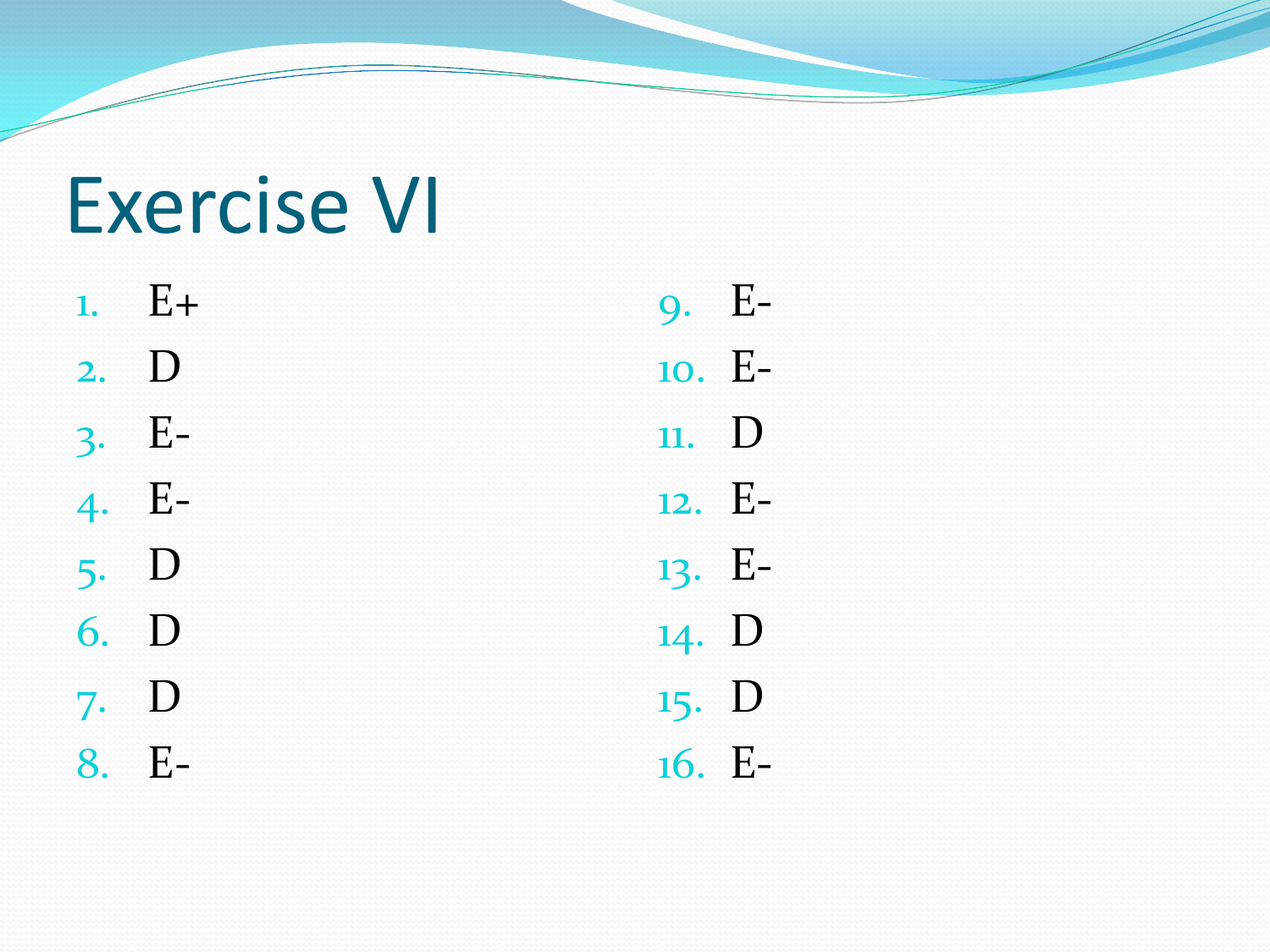# Exercise VI

1. E+
2. D
3. E-
4. E-
5. D
6. D
7. D
8. E-
9. E-
10. E-
11. D
12. E-
13. E-
14. D
15. D
16. E-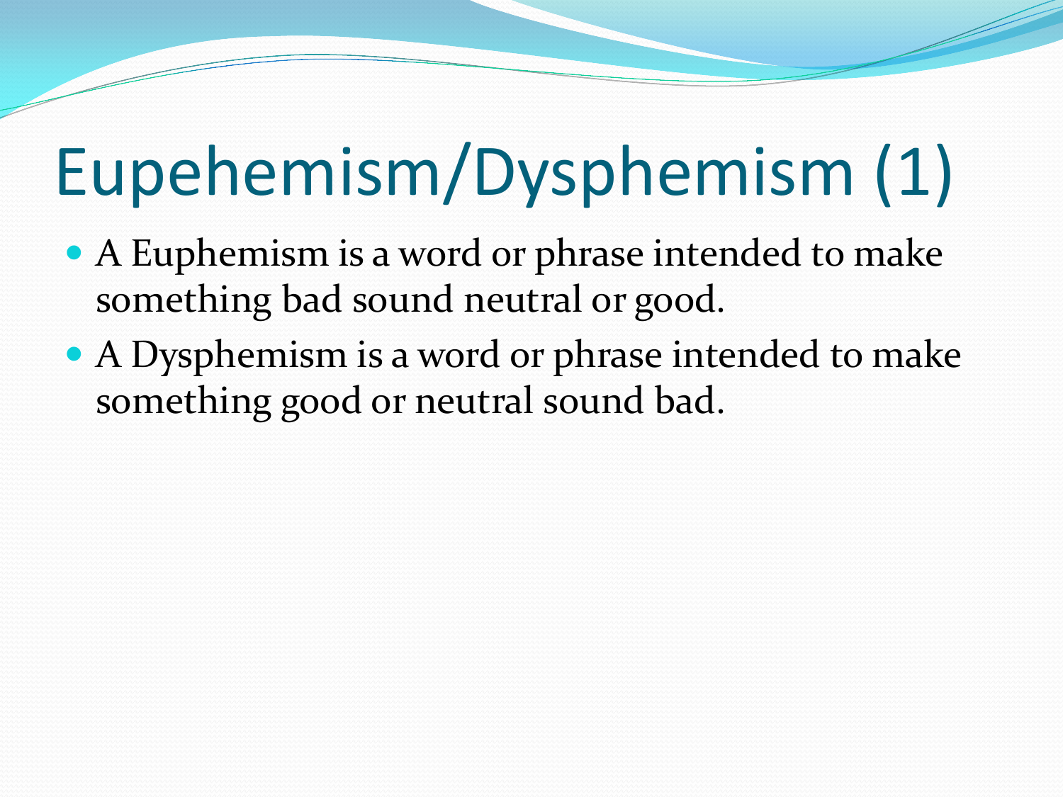# Eupehemism/Dysphemism (1)

- A Euphemism is a word or phrase intended to make something bad sound neutral or good.
- A Dysphemism is a word or phrase intended to make something good or neutral sound bad.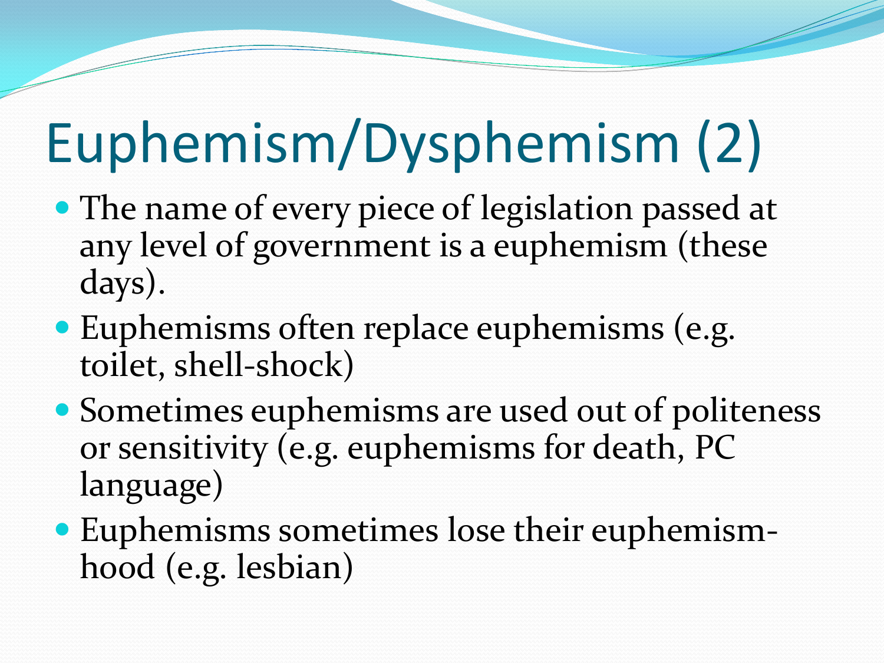# Euphemism/Dysphemism (2)

- The name of every piece of legislation passed at any level of government is a euphemism (these days).
- Euphemisms often replace euphemisms (e.g. toilet, shell-shock)
- Sometimes euphemisms are used out of politeness or sensitivity (e.g. euphemisms for death, PC language)
- Euphemisms sometimes lose their euphemism-hood (e.g. lesbian)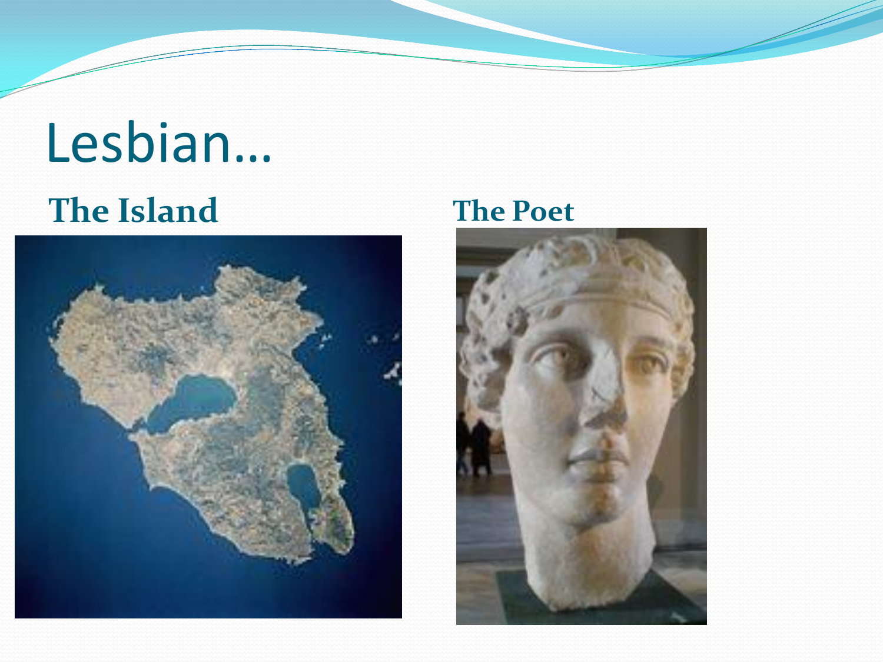# Lesbian…

**The Island**

**The Poet**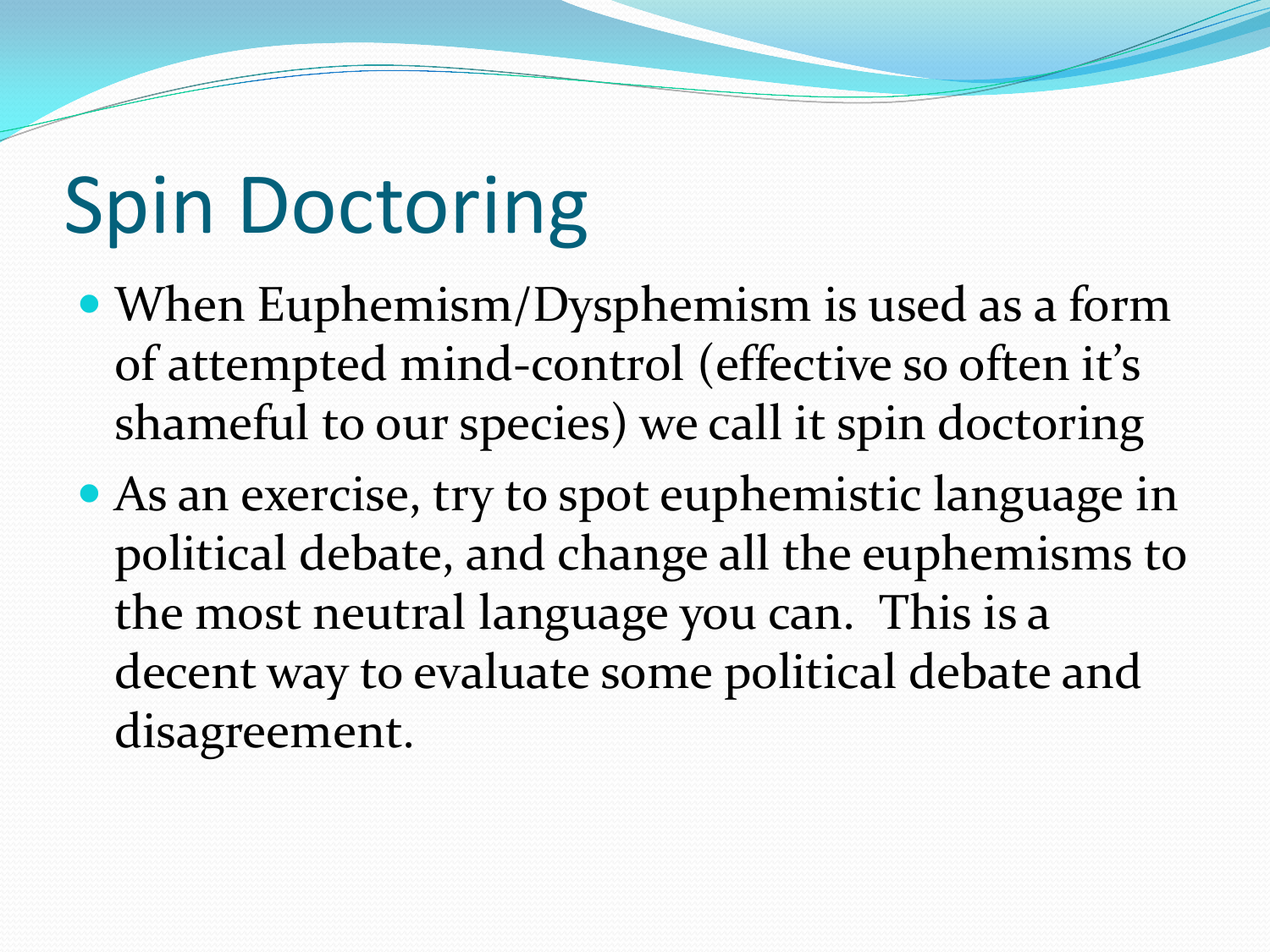# Spin Doctoring

- When Euphemism/Dysphemism is used as a form of attempted mind-control (effective so often it's shameful to our species) we call it spin doctoring
- As an exercise, try to spot euphemistic language in political debate, and change all the euphemisms to the most neutral language you can. This is a decent way to evaluate some political debate and disagreement.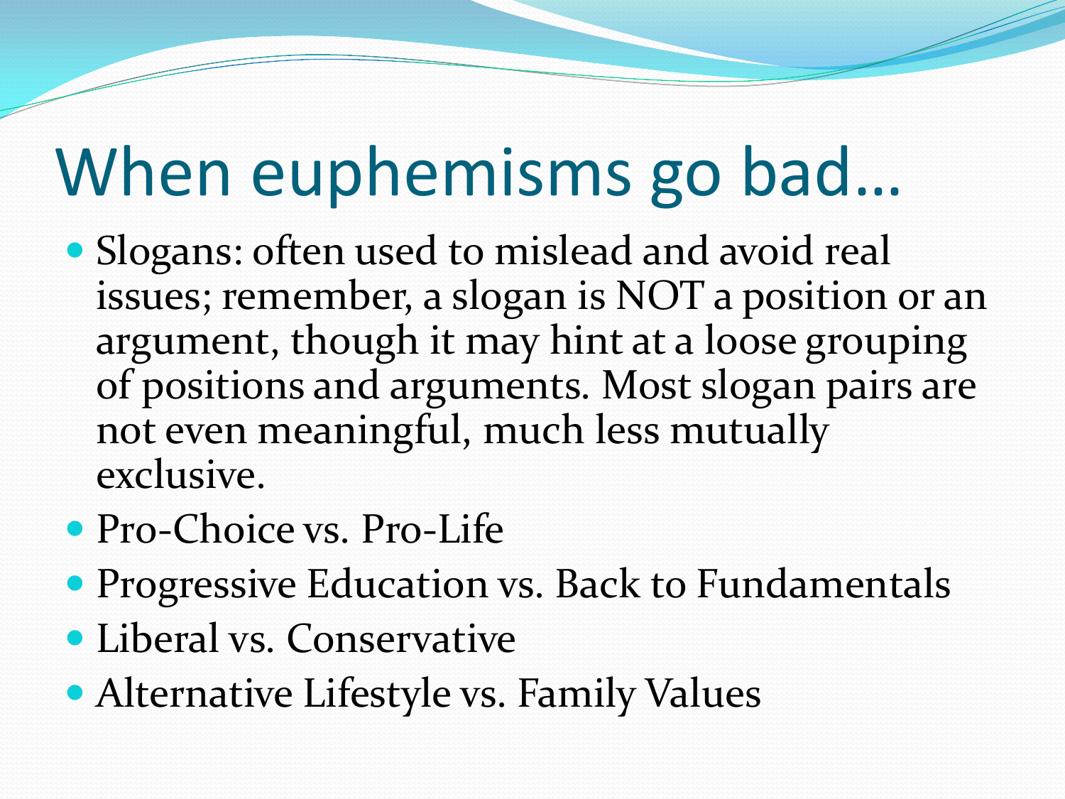# When euphemisms go bad…

- Slogans: often used to mislead and avoid real issues; remember, a slogan is NOT a position or an argument, though it may hint at a loose grouping of positions and arguments. Most slogan pairs are not even meaningful, much less mutually exclusive.
- Pro-Choice vs. Pro-Life
- Progressive Education vs. Back to Fundamentals
- Liberal vs. Conservative
- Alternative Lifestyle vs. Family Values